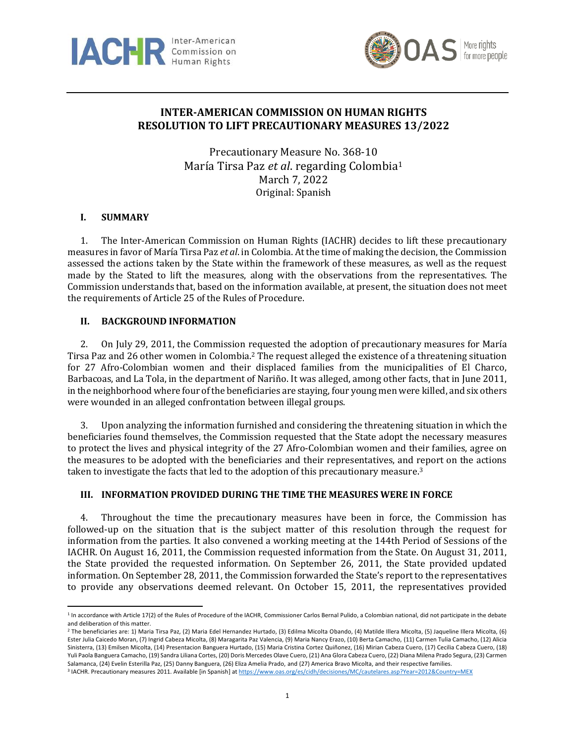# INTER-AMERICAN COMMISSION ON HUMAN RIGHTS
# RESOLUTION TO LIFT PRECAUTIONARY MEASURES 13/2022

Precautionary Measure No. 368-10
María Tirsa Paz *et al*. regarding Colombia[1]
March 7, 2022
Original: Spanish

## I. SUMMARY

1. The Inter-American Commission on Human Rights (IACHR) decides to lift these precautionary measures in favor of María Tirsa Paz *et al*. in Colombia. At the time of making the decision, the Commission assessed the actions taken by the State within the framework of these measures, as well as the request made by the Stated to lift the measures, along with the observations from the representatives. The Commission understands that, based on the information available, at present, the situation does not meet the requirements of Article 25 of the Rules of Procedure.

## II. BACKGROUND INFORMATION

2. On July 29, 2011, the Commission requested the adoption of precautionary measures for María Tirsa Paz and 26 other women in Colombia.[2] The request alleged the existence of a threatening situation for 27 Afro-Colombian women and their displaced families from the municipalities of El Charco, Barbacoas, and La Tola, in the department of Nariño. It was alleged, among other facts, that in June 2011, in the neighborhood where four of the beneficiaries are staying, four young men were killed, and six others were wounded in an alleged confrontation between illegal groups.

3. Upon analyzing the information furnished and considering the threatening situation in which the beneficiaries found themselves, the Commission requested that the State adopt the necessary measures to protect the lives and physical integrity of the 27 Afro-Colombian women and their families, agree on the measures to be adopted with the beneficiaries and their representatives, and report on the actions taken to investigate the facts that led to the adoption of this precautionary measure.[3]

## III. INFORMATION PROVIDED DURING THE TIME THE MEASURES WERE IN FORCE

4. Throughout the time the precautionary measures have been in force, the Commission has followed-up on the situation that is the subject matter of this resolution through the request for information from the parties. It also convened a working meeting at the 144th Period of Sessions of the IACHR. On August 16, 2011, the Commission requested information from the State. On August 31, 2011, the State provided the requested information. On September 26, 2011, the State provided updated information. On September 28, 2011, the Commission forwarded the State's report to the representatives to provide any observations deemed relevant. On October 15, 2011, the representatives provided

---

[1] In accordance with Article 17(2) of the Rules of Procedure of the IACHR, Commissioner Carlos Bernal Pulido, a Colombian national, did not participate in the debate and deliberation of this matter.

[2] The beneficiaries are: 1) Maria Tirsa Paz, (2) Maria Edel Hernandez Hurtado, (3) Edilma Micolta Obando, (4) Matilde Illera Micolta, (5) Jaqueline Illera Micolta, (6) Ester Julia Caicedo Moran, (7) Ingrid Cabeza Micolta, (8) Maragarita Paz Valencia, (9) Maria Nancy Erazo, (10) Berta Camacho, (11) Carmen Tulia Camacho, (12) Alicia Sinisterra, (13) Emilsen Micolta, (14) Presentacion Banguera Hurtado, (15) Maria Cristina Cortez Quiñonez, (16) Mirian Cabeza Cuero, (17) Cecilia Cabeza Cuero, (18) Yuli Paola Banguera Camacho, (19) Sandra Liliana Cortes, (20) Doris Mercedes Olave Cuero, (21) Ana Glora Cabeza Cuero, (22) Diana Milena Prado Segura, (23) Carmen Salamanca, (24) Evelin Esterilla Paz, (25) Danny Banguera, (26) Eliza Amelia Prado, and (27) America Bravo Micolta, and their respective families.

[3] IACHR. Precautionary measures 2011. Available [in Spanish] at https://www.oas.org/es/cidh/decisiones/MC/cautelares.asp?Year=2012&Country=MEX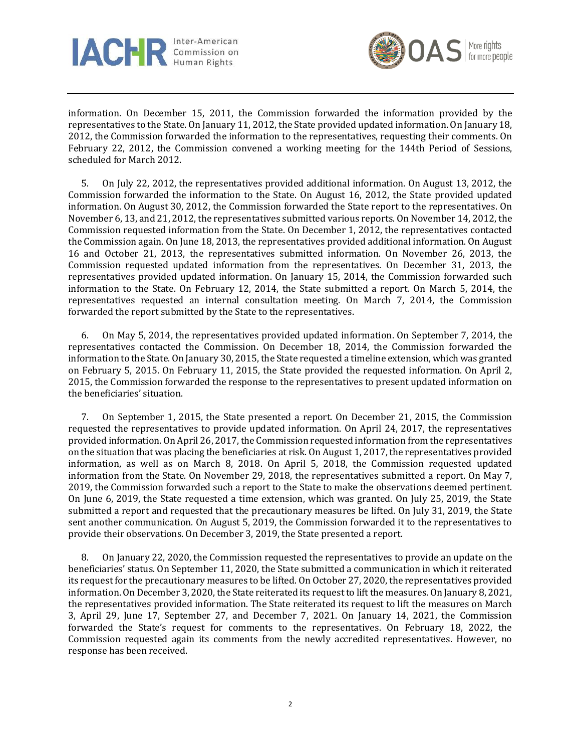information. On December 15, 2011, the Commission forwarded the information provided by the representatives to the State. On January 11, 2012, the State provided updated information. On January 18, 2012, the Commission forwarded the information to the representatives, requesting their comments. On February 22, 2012, the Commission convened a working meeting for the 144th Period of Sessions, scheduled for March 2012.

5. On July 22, 2012, the representatives provided additional information. On August 13, 2012, the Commission forwarded the information to the State. On August 16, 2012, the State provided updated information. On August 30, 2012, the Commission forwarded the State report to the representatives. On November 6, 13, and 21, 2012, the representatives submitted various reports. On November 14, 2012, the Commission requested information from the State. On December 1, 2012, the representatives contacted the Commission again. On June 18, 2013, the representatives provided additional information. On August 16 and October 21, 2013, the representatives submitted information. On November 26, 2013, the Commission requested updated information from the representatives. On December 31, 2013, the representatives provided updated information. On January 15, 2014, the Commission forwarded such information to the State. On February 12, 2014, the State submitted a report. On March 5, 2014, the representatives requested an internal consultation meeting. On March 7, 2014, the Commission forwarded the report submitted by the State to the representatives.

6. On May 5, 2014, the representatives provided updated information. On September 7, 2014, the representatives contacted the Commission. On December 18, 2014, the Commission forwarded the information to the State. On January 30, 2015, the State requested a timeline extension, which was granted on February 5, 2015. On February 11, 2015, the State provided the requested information. On April 2, 2015, the Commission forwarded the response to the representatives to present updated information on the beneficiaries' situation.

7. On September 1, 2015, the State presented a report. On December 21, 2015, the Commission requested the representatives to provide updated information. On April 24, 2017, the representatives provided information. On April 26, 2017, the Commission requested information from the representatives on the situation that was placing the beneficiaries at risk. On August 1, 2017, the representatives provided information, as well as on March 8, 2018. On April 5, 2018, the Commission requested updated information from the State. On November 29, 2018, the representatives submitted a report. On May 7, 2019, the Commission forwarded such a report to the State to make the observations deemed pertinent. On June 6, 2019, the State requested a time extension, which was granted. On July 25, 2019, the State submitted a report and requested that the precautionary measures be lifted. On July 31, 2019, the State sent another communication. On August 5, 2019, the Commission forwarded it to the representatives to provide their observations. On December 3, 2019, the State presented a report.

8. On January 22, 2020, the Commission requested the representatives to provide an update on the beneficiaries' status. On September 11, 2020, the State submitted a communication in which it reiterated its request for the precautionary measures to be lifted. On October 27, 2020, the representatives provided information. On December 3, 2020, the State reiterated its request to lift the measures. On January 8, 2021, the representatives provided information. The State reiterated its request to lift the measures on March 3, April 29, June 17, September 27, and December 7, 2021. On January 14, 2021, the Commission forwarded the State's request for comments to the representatives. On February 18, 2022, the Commission requested again its comments from the newly accredited representatives. However, no response has been received.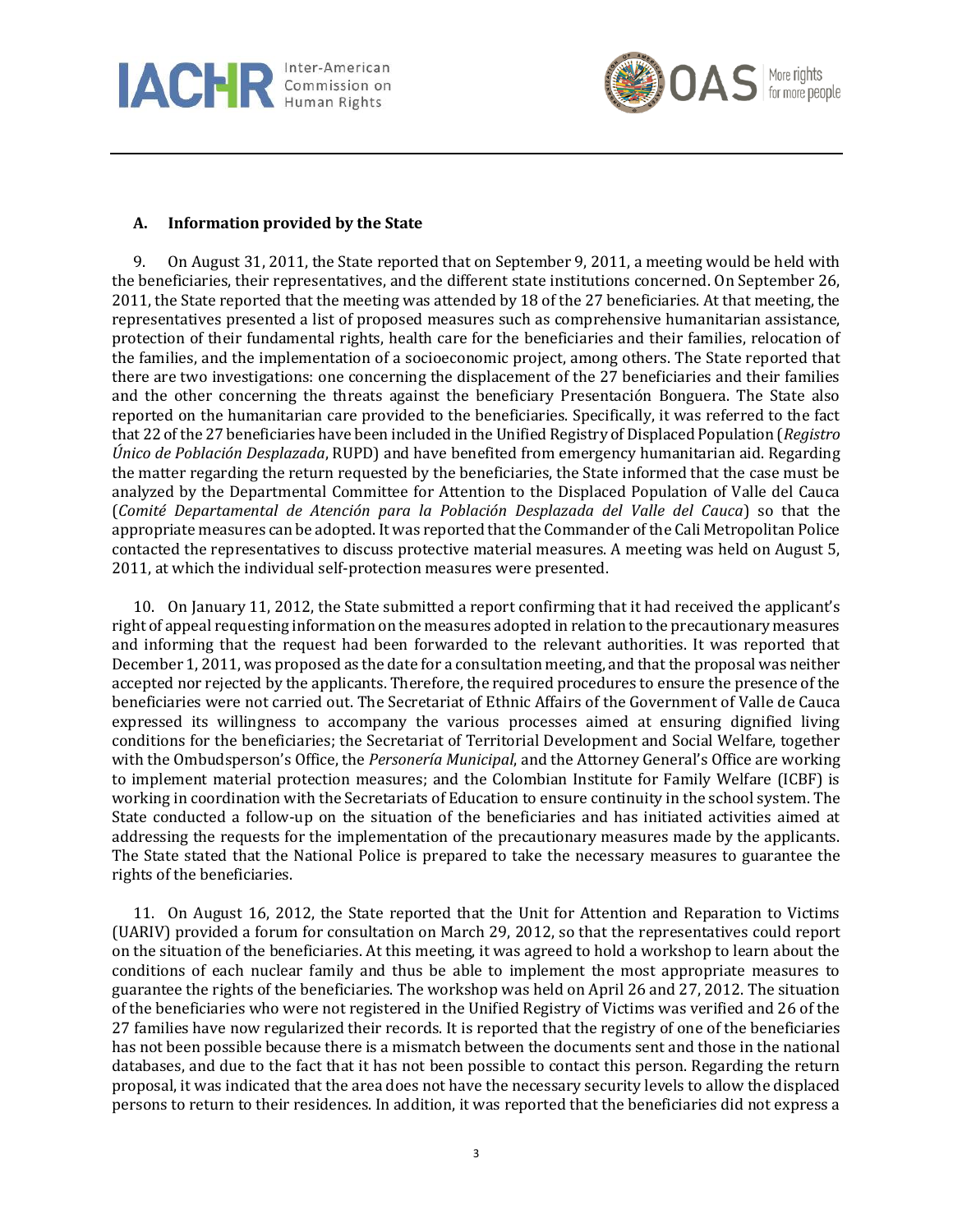### A. Information provided by the State

9. On August 31, 2011, the State reported that on September 9, 2011, a meeting would be held with the beneficiaries, their representatives, and the different state institutions concerned. On September 26, 2011, the State reported that the meeting was attended by 18 of the 27 beneficiaries. At that meeting, the representatives presented a list of proposed measures such as comprehensive humanitarian assistance, protection of their fundamental rights, health care for the beneficiaries and their families, relocation of the families, and the implementation of a socioeconomic project, among others. The State reported that there are two investigations: one concerning the displacement of the 27 beneficiaries and their families and the other concerning the threats against the beneficiary Presentación Bonguera. The State also reported on the humanitarian care provided to the beneficiaries. Specifically, it was referred to the fact that 22 of the 27 beneficiaries have been included in the Unified Registry of Displaced Population (*Registro Único de Población Desplazada*, RUPD) and have benefited from emergency humanitarian aid. Regarding the matter regarding the return requested by the beneficiaries, the State informed that the case must be analyzed by the Departmental Committee for Attention to the Displaced Population of Valle del Cauca (*Comité Departamental de Atención para la Población Desplazada del Valle del Cauca*) so that the appropriate measures can be adopted. It was reported that the Commander of the Cali Metropolitan Police contacted the representatives to discuss protective material measures. A meeting was held on August 5, 2011, at which the individual self-protection measures were presented.

10. On January 11, 2012, the State submitted a report confirming that it had received the applicant's right of appeal requesting information on the measures adopted in relation to the precautionary measures and informing that the request had been forwarded to the relevant authorities. It was reported that December 1, 2011, was proposed as the date for a consultation meeting, and that the proposal was neither accepted nor rejected by the applicants. Therefore, the required procedures to ensure the presence of the beneficiaries were not carried out. The Secretariat of Ethnic Affairs of the Government of Valle de Cauca expressed its willingness to accompany the various processes aimed at ensuring dignified living conditions for the beneficiaries; the Secretariat of Territorial Development and Social Welfare, together with the Ombudsperson's Office, the *Personería Municipal*, and the Attorney General's Office are working to implement material protection measures; and the Colombian Institute for Family Welfare (ICBF) is working in coordination with the Secretariats of Education to ensure continuity in the school system. The State conducted a follow-up on the situation of the beneficiaries and has initiated activities aimed at addressing the requests for the implementation of the precautionary measures made by the applicants. The State stated that the National Police is prepared to take the necessary measures to guarantee the rights of the beneficiaries.

11. On August 16, 2012, the State reported that the Unit for Attention and Reparation to Victims (UARIV) provided a forum for consultation on March 29, 2012, so that the representatives could report on the situation of the beneficiaries. At this meeting, it was agreed to hold a workshop to learn about the conditions of each nuclear family and thus be able to implement the most appropriate measures to guarantee the rights of the beneficiaries. The workshop was held on April 26 and 27, 2012. The situation of the beneficiaries who were not registered in the Unified Registry of Victims was verified and 26 of the 27 families have now regularized their records. It is reported that the registry of one of the beneficiaries has not been possible because there is a mismatch between the documents sent and those in the national databases, and due to the fact that it has not been possible to contact this person. Regarding the return proposal, it was indicated that the area does not have the necessary security levels to allow the displaced persons to return to their residences. In addition, it was reported that the beneficiaries did not express a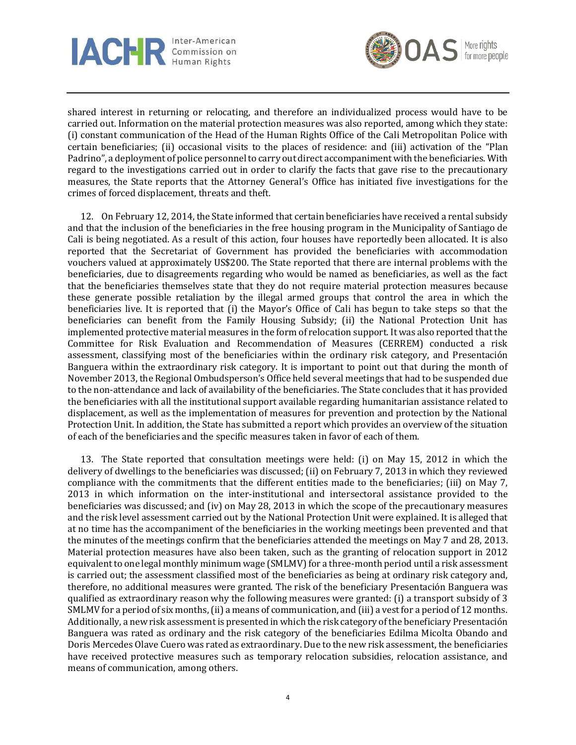shared interest in returning or relocating, and therefore an individualized process would have to be carried out. Information on the material protection measures was also reported, among which they state: (i) constant communication of the Head of the Human Rights Office of the Cali Metropolitan Police with certain beneficiaries; (ii) occasional visits to the places of residence: and (iii) activation of the "Plan Padrino", a deployment of police personnel to carry out direct accompaniment with the beneficiaries. With regard to the investigations carried out in order to clarify the facts that gave rise to the precautionary measures, the State reports that the Attorney General's Office has initiated five investigations for the crimes of forced displacement, threats and theft.

12. On February 12, 2014, the State informed that certain beneficiaries have received a rental subsidy and that the inclusion of the beneficiaries in the free housing program in the Municipality of Santiago de Cali is being negotiated. As a result of this action, four houses have reportedly been allocated. It is also reported that the Secretariat of Government has provided the beneficiaries with accommodation vouchers valued at approximately US$200. The State reported that there are internal problems with the beneficiaries, due to disagreements regarding who would be named as beneficiaries, as well as the fact that the beneficiaries themselves state that they do not require material protection measures because these generate possible retaliation by the illegal armed groups that control the area in which the beneficiaries live. It is reported that (i) the Mayor's Office of Cali has begun to take steps so that the beneficiaries can benefit from the Family Housing Subsidy; (ii) the National Protection Unit has implemented protective material measures in the form of relocation support. It was also reported that the Committee for Risk Evaluation and Recommendation of Measures (CERREM) conducted a risk assessment, classifying most of the beneficiaries within the ordinary risk category, and Presentación Banguera within the extraordinary risk category. It is important to point out that during the month of November 2013, the Regional Ombudsperson's Office held several meetings that had to be suspended due to the non-attendance and lack of availability of the beneficiaries. The State concludes that it has provided the beneficiaries with all the institutional support available regarding humanitarian assistance related to displacement, as well as the implementation of measures for prevention and protection by the National Protection Unit. In addition, the State has submitted a report which provides an overview of the situation of each of the beneficiaries and the specific measures taken in favor of each of them.

13. The State reported that consultation meetings were held: (i) on May 15, 2012 in which the delivery of dwellings to the beneficiaries was discussed; (ii) on February 7, 2013 in which they reviewed compliance with the commitments that the different entities made to the beneficiaries; (iii) on May 7, 2013 in which information on the inter-institutional and intersectoral assistance provided to the beneficiaries was discussed; and (iv) on May 28, 2013 in which the scope of the precautionary measures and the risk level assessment carried out by the National Protection Unit were explained. It is alleged that at no time has the accompaniment of the beneficiaries in the working meetings been prevented and that the minutes of the meetings confirm that the beneficiaries attended the meetings on May 7 and 28, 2013. Material protection measures have also been taken, such as the granting of relocation support in 2012 equivalent to one legal monthly minimum wage (SMLMV) for a three-month period until a risk assessment is carried out; the assessment classified most of the beneficiaries as being at ordinary risk category and, therefore, no additional measures were granted. The risk of the beneficiary Presentación Banguera was qualified as extraordinary reason why the following measures were granted: (i) a transport subsidy of 3 SMLMV for a period of six months, (ii) a means of communication, and (iii) a vest for a period of 12 months. Additionally, a new risk assessment is presented in which the risk category of the beneficiary Presentación Banguera was rated as ordinary and the risk category of the beneficiaries Edilma Micolta Obando and Doris Mercedes Olave Cuero was rated as extraordinary. Due to the new risk assessment, the beneficiaries have received protective measures such as temporary relocation subsidies, relocation assistance, and means of communication, among others.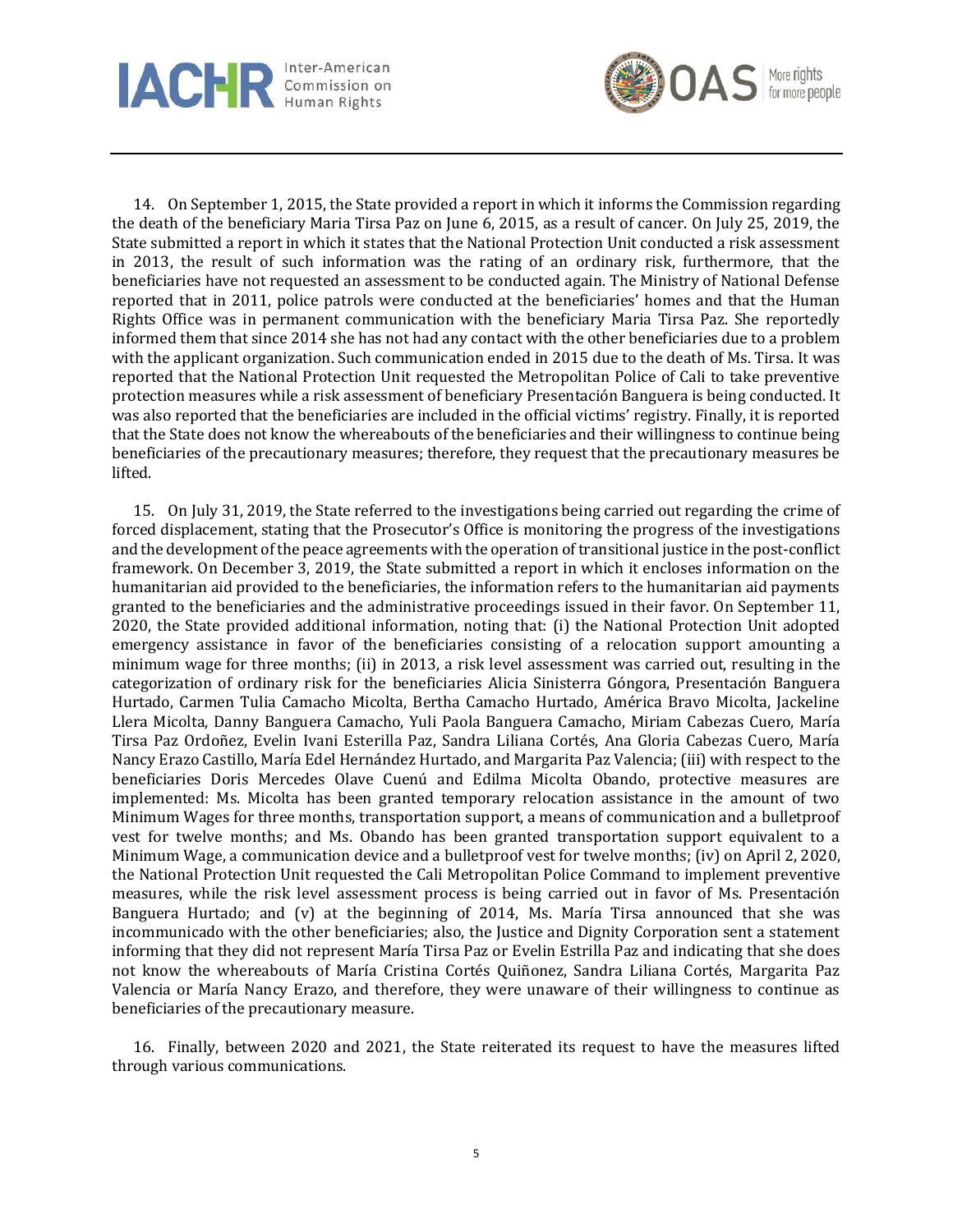14. On September 1, 2015, the State provided a report in which it informs the Commission regarding the death of the beneficiary Maria Tirsa Paz on June 6, 2015, as a result of cancer. On July 25, 2019, the State submitted a report in which it states that the National Protection Unit conducted a risk assessment in 2013, the result of such information was the rating of an ordinary risk, furthermore, that the beneficiaries have not requested an assessment to be conducted again. The Ministry of National Defense reported that in 2011, police patrols were conducted at the beneficiaries' homes and that the Human Rights Office was in permanent communication with the beneficiary Maria Tirsa Paz. She reportedly informed them that since 2014 she has not had any contact with the other beneficiaries due to a problem with the applicant organization. Such communication ended in 2015 due to the death of Ms. Tirsa. It was reported that the National Protection Unit requested the Metropolitan Police of Cali to take preventive protection measures while a risk assessment of beneficiary Presentación Banguera is being conducted. It was also reported that the beneficiaries are included in the official victims' registry. Finally, it is reported that the State does not know the whereabouts of the beneficiaries and their willingness to continue being beneficiaries of the precautionary measures; therefore, they request that the precautionary measures be lifted.

15. On July 31, 2019, the State referred to the investigations being carried out regarding the crime of forced displacement, stating that the Prosecutor's Office is monitoring the progress of the investigations and the development of the peace agreements with the operation of transitional justice in the post-conflict framework. On December 3, 2019, the State submitted a report in which it encloses information on the humanitarian aid provided to the beneficiaries, the information refers to the humanitarian aid payments granted to the beneficiaries and the administrative proceedings issued in their favor. On September 11, 2020, the State provided additional information, noting that: (i) the National Protection Unit adopted emergency assistance in favor of the beneficiaries consisting of a relocation support amounting a minimum wage for three months; (ii) in 2013, a risk level assessment was carried out, resulting in the categorization of ordinary risk for the beneficiaries Alicia Sinisterra Góngora, Presentación Banguera Hurtado, Carmen Tulia Camacho Micolta, Bertha Camacho Hurtado, América Bravo Micolta, Jackeline Llera Micolta, Danny Banguera Camacho, Yuli Paola Banguera Camacho, Miriam Cabezas Cuero, María Tirsa Paz Ordoñez, Evelin Ivani Esterilla Paz, Sandra Liliana Cortés, Ana Gloria Cabezas Cuero, María Nancy Erazo Castillo, María Edel Hernández Hurtado, and Margarita Paz Valencia; (iii) with respect to the beneficiaries Doris Mercedes Olave Cuenú and Edilma Micolta Obando, protective measures are implemented: Ms. Micolta has been granted temporary relocation assistance in the amount of two Minimum Wages for three months, transportation support, a means of communication and a bulletproof vest for twelve months; and Ms. Obando has been granted transportation support equivalent to a Minimum Wage, a communication device and a bulletproof vest for twelve months; (iv) on April 2, 2020, the National Protection Unit requested the Cali Metropolitan Police Command to implement preventive measures, while the risk level assessment process is being carried out in favor of Ms. Presentación Banguera Hurtado; and (v) at the beginning of 2014, Ms. María Tirsa announced that she was incommunicado with the other beneficiaries; also, the Justice and Dignity Corporation sent a statement informing that they did not represent María Tirsa Paz or Evelin Estrilla Paz and indicating that she does not know the whereabouts of María Cristina Cortés Quiñonez, Sandra Liliana Cortés, Margarita Paz Valencia or María Nancy Erazo, and therefore, they were unaware of their willingness to continue as beneficiaries of the precautionary measure.

16. Finally, between 2020 and 2021, the State reiterated its request to have the measures lifted through various communications.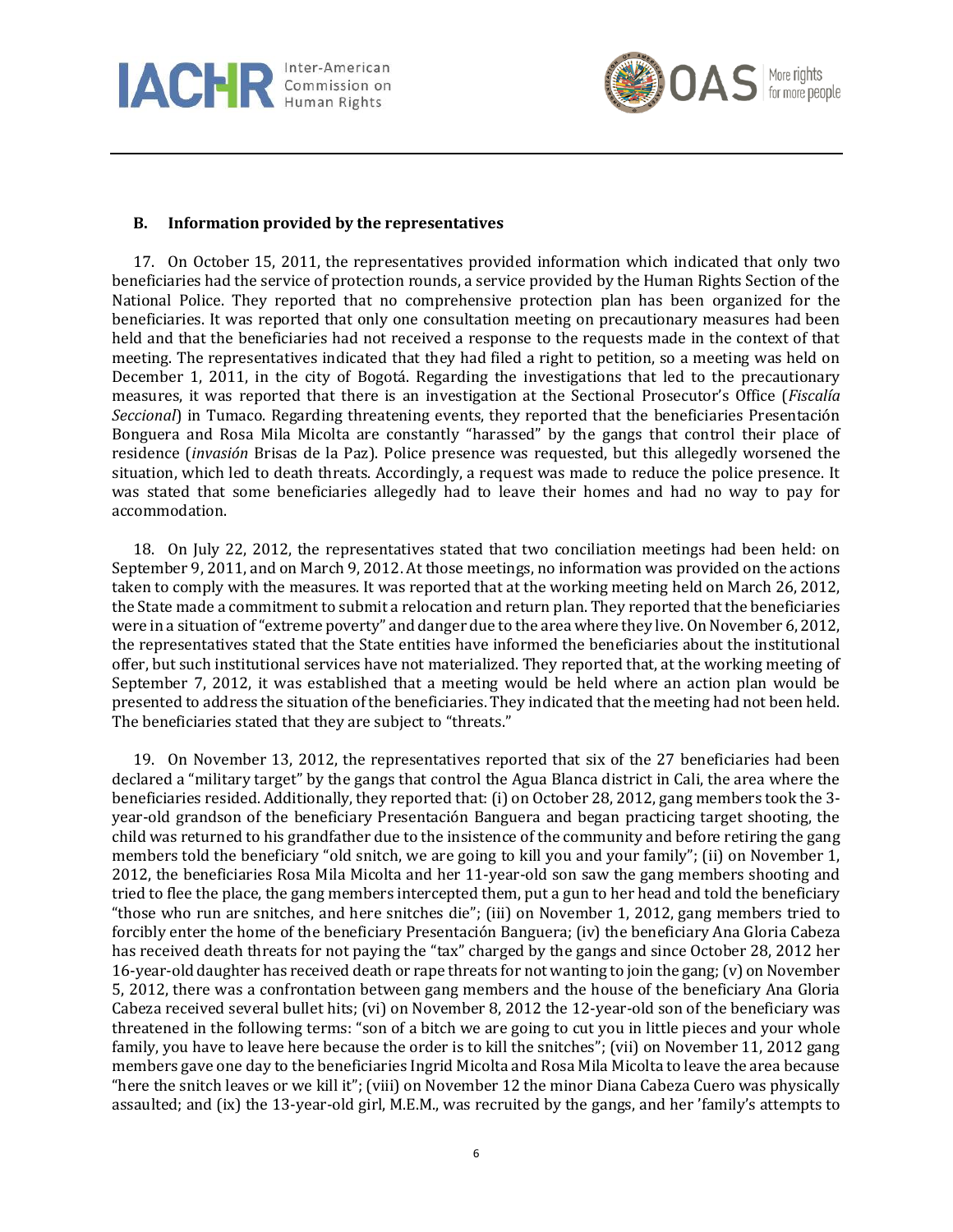### B. Information provided by the representatives

17. On October 15, 2011, the representatives provided information which indicated that only two beneficiaries had the service of protection rounds, a service provided by the Human Rights Section of the National Police. They reported that no comprehensive protection plan has been organized for the beneficiaries. It was reported that only one consultation meeting on precautionary measures had been held and that the beneficiaries had not received a response to the requests made in the context of that meeting. The representatives indicated that they had filed a right to petition, so a meeting was held on December 1, 2011, in the city of Bogotá. Regarding the investigations that led to the precautionary measures, it was reported that there is an investigation at the Sectional Prosecutor's Office (*Fiscalía Seccional*) in Tumaco. Regarding threatening events, they reported that the beneficiaries Presentación Bonguera and Rosa Mila Micolta are constantly "harassed" by the gangs that control their place of residence (*invasión* Brisas de la Paz). Police presence was requested, but this allegedly worsened the situation, which led to death threats. Accordingly, a request was made to reduce the police presence. It was stated that some beneficiaries allegedly had to leave their homes and had no way to pay for accommodation.

18. On July 22, 2012, the representatives stated that two conciliation meetings had been held: on September 9, 2011, and on March 9, 2012. At those meetings, no information was provided on the actions taken to comply with the measures. It was reported that at the working meeting held on March 26, 2012, the State made a commitment to submit a relocation and return plan. They reported that the beneficiaries were in a situation of "extreme poverty" and danger due to the area where they live. On November 6, 2012, the representatives stated that the State entities have informed the beneficiaries about the institutional offer, but such institutional services have not materialized. They reported that, at the working meeting of September 7, 2012, it was established that a meeting would be held where an action plan would be presented to address the situation of the beneficiaries. They indicated that the meeting had not been held. The beneficiaries stated that they are subject to "threats."

19. On November 13, 2012, the representatives reported that six of the 27 beneficiaries had been declared a "military target" by the gangs that control the Agua Blanca district in Cali, the area where the beneficiaries resided. Additionally, they reported that: (i) on October 28, 2012, gang members took the 3-year-old grandson of the beneficiary Presentación Banguera and began practicing target shooting, the child was returned to his grandfather due to the insistence of the community and before retiring the gang members told the beneficiary "old snitch, we are going to kill you and your family"; (ii) on November 1, 2012, the beneficiaries Rosa Mila Micolta and her 11-year-old son saw the gang members shooting and tried to flee the place, the gang members intercepted them, put a gun to her head and told the beneficiary "those who run are snitches, and here snitches die"; (iii) on November 1, 2012, gang members tried to forcibly enter the home of the beneficiary Presentación Banguera; (iv) the beneficiary Ana Gloria Cabeza has received death threats for not paying the "tax" charged by the gangs and since October 28, 2012 her 16-year-old daughter has received death or rape threats for not wanting to join the gang; (v) on November 5, 2012, there was a confrontation between gang members and the house of the beneficiary Ana Gloria Cabeza received several bullet hits; (vi) on November 8, 2012 the 12-year-old son of the beneficiary was threatened in the following terms: "son of a bitch we are going to cut you in little pieces and your whole family, you have to leave here because the order is to kill the snitches"; (vii) on November 11, 2012 gang members gave one day to the beneficiaries Ingrid Micolta and Rosa Mila Micolta to leave the area because "here the snitch leaves or we kill it"; (viii) on November 12 the minor Diana Cabeza Cuero was physically assaulted; and (ix) the 13-year-old girl, M.E.M., was recruited by the gangs, and her 'family's attempts to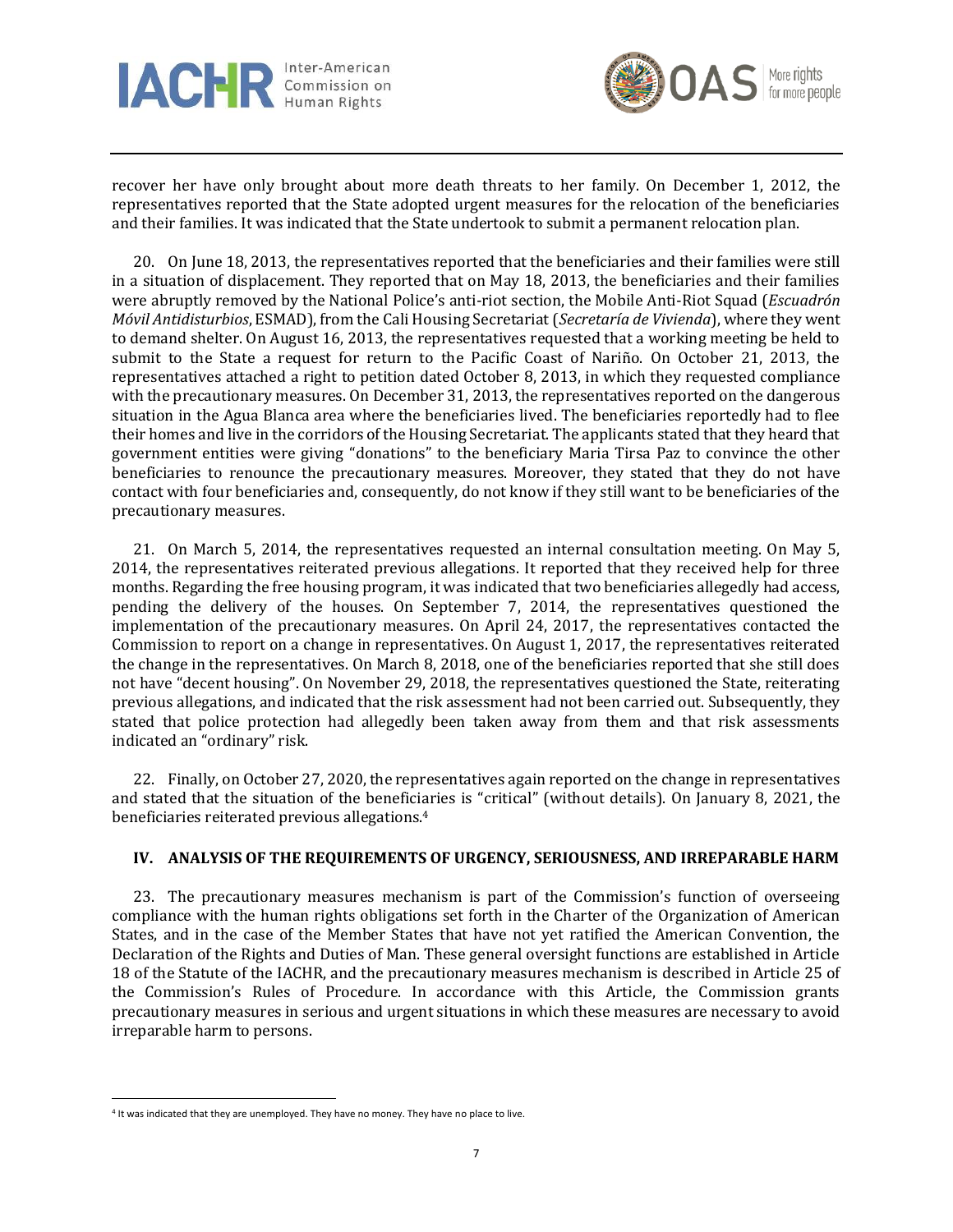recover her have only brought about more death threats to her family. On December 1, 2012, the representatives reported that the State adopted urgent measures for the relocation of the beneficiaries and their families. It was indicated that the State undertook to submit a permanent relocation plan.

20. On June 18, 2013, the representatives reported that the beneficiaries and their families were still in a situation of displacement. They reported that on May 18, 2013, the beneficiaries and their families were abruptly removed by the National Police's anti-riot section, the Mobile Anti-Riot Squad (*Escuadrón Móvil Antidisturbios*, ESMAD), from the Cali Housing Secretariat (*Secretaría de Vivienda*), where they went to demand shelter. On August 16, 2013, the representatives requested that a working meeting be held to submit to the State a request for return to the Pacific Coast of Nariño. On October 21, 2013, the representatives attached a right to petition dated October 8, 2013, in which they requested compliance with the precautionary measures. On December 31, 2013, the representatives reported on the dangerous situation in the Agua Blanca area where the beneficiaries lived. The beneficiaries reportedly had to flee their homes and live in the corridors of the Housing Secretariat. The applicants stated that they heard that government entities were giving "donations" to the beneficiary Maria Tirsa Paz to convince the other beneficiaries to renounce the precautionary measures. Moreover, they stated that they do not have contact with four beneficiaries and, consequently, do not know if they still want to be beneficiaries of the precautionary measures.

21. On March 5, 2014, the representatives requested an internal consultation meeting. On May 5, 2014, the representatives reiterated previous allegations. It reported that they received help for three months. Regarding the free housing program, it was indicated that two beneficiaries allegedly had access, pending the delivery of the houses. On September 7, 2014, the representatives questioned the implementation of the precautionary measures. On April 24, 2017, the representatives contacted the Commission to report on a change in representatives. On August 1, 2017, the representatives reiterated the change in the representatives. On March 8, 2018, one of the beneficiaries reported that she still does not have "decent housing". On November 29, 2018, the representatives questioned the State, reiterating previous allegations, and indicated that the risk assessment had not been carried out. Subsequently, they stated that police protection had allegedly been taken away from them and that risk assessments indicated an "ordinary" risk.

22. Finally, on October 27, 2020, the representatives again reported on the change in representatives and stated that the situation of the beneficiaries is "critical" (without details). On January 8, 2021, the beneficiaries reiterated previous allegations.[4]

## IV. ANALYSIS OF THE REQUIREMENTS OF URGENCY, SERIOUSNESS, AND IRREPARABLE HARM

23. The precautionary measures mechanism is part of the Commission's function of overseeing compliance with the human rights obligations set forth in the Charter of the Organization of American States, and in the case of the Member States that have not yet ratified the American Convention, the Declaration of the Rights and Duties of Man. These general oversight functions are established in Article 18 of the Statute of the IACHR, and the precautionary measures mechanism is described in Article 25 of the Commission's Rules of Procedure. In accordance with this Article, the Commission grants precautionary measures in serious and urgent situations in which these measures are necessary to avoid irreparable harm to persons.

---

[4] It was indicated that they are unemployed. They have no money. They have no place to live.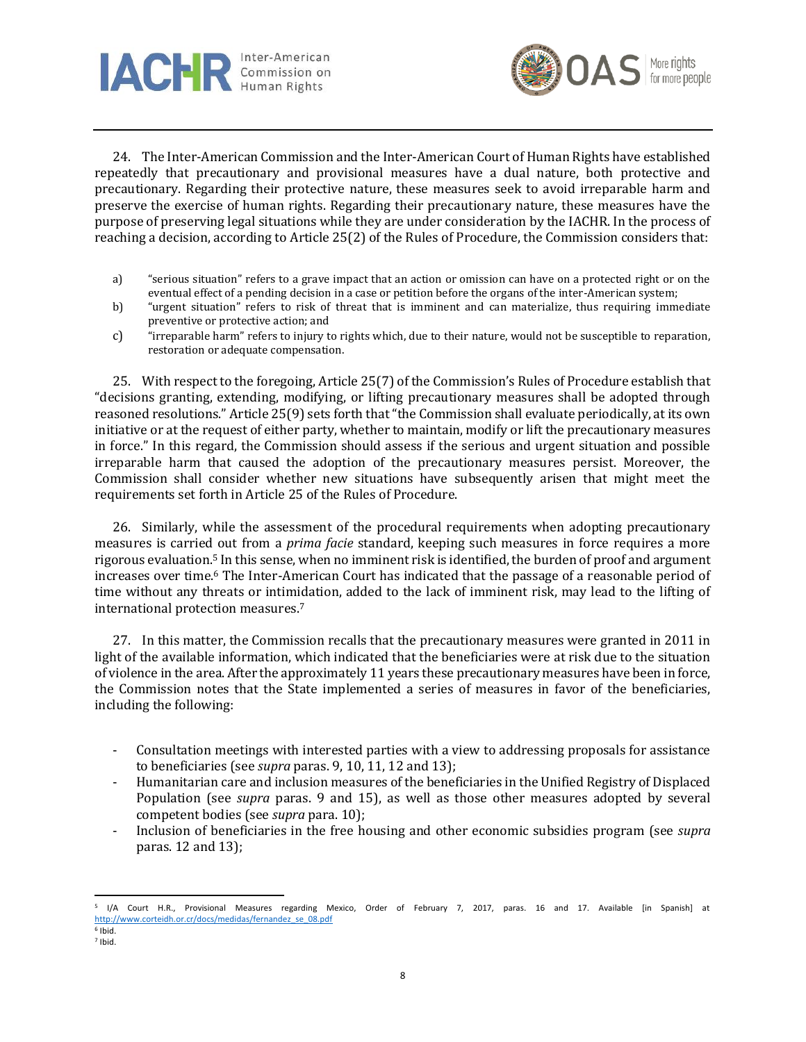24. The Inter-American Commission and the Inter-American Court of Human Rights have established repeatedly that precautionary and provisional measures have a dual nature, both protective and precautionary. Regarding their protective nature, these measures seek to avoid irreparable harm and preserve the exercise of human rights. Regarding their precautionary nature, these measures have the purpose of preserving legal situations while they are under consideration by the IACHR. In the process of reaching a decision, according to Article 25(2) of the Rules of Procedure, the Commission considers that:

a) "serious situation" refers to a grave impact that an action or omission can have on a protected right or on the eventual effect of a pending decision in a case or petition before the organs of the inter-American system;
b) "urgent situation" refers to risk of threat that is imminent and can materialize, thus requiring immediate preventive or protective action; and
c) "irreparable harm" refers to injury to rights which, due to their nature, would not be susceptible to reparation, restoration or adequate compensation.

25. With respect to the foregoing, Article 25(7) of the Commission's Rules of Procedure establish that "decisions granting, extending, modifying, or lifting precautionary measures shall be adopted through reasoned resolutions." Article 25(9) sets forth that "the Commission shall evaluate periodically, at its own initiative or at the request of either party, whether to maintain, modify or lift the precautionary measures in force." In this regard, the Commission should assess if the serious and urgent situation and possible irreparable harm that caused the adoption of the precautionary measures persist. Moreover, the Commission shall consider whether new situations have subsequently arisen that might meet the requirements set forth in Article 25 of the Rules of Procedure.

26. Similarly, while the assessment of the procedural requirements when adopting precautionary measures is carried out from a *prima facie* standard, keeping such measures in force requires a more rigorous evaluation.[5] In this sense, when no imminent risk is identified, the burden of proof and argument increases over time.[6] The Inter-American Court has indicated that the passage of a reasonable period of time without any threats or intimidation, added to the lack of imminent risk, may lead to the lifting of international protection measures.[7]

27. In this matter, the Commission recalls that the precautionary measures were granted in 2011 in light of the available information, which indicated that the beneficiaries were at risk due to the situation of violence in the area. After the approximately 11 years these precautionary measures have been in force, the Commission notes that the State implemented a series of measures in favor of the beneficiaries, including the following:

- Consultation meetings with interested parties with a view to addressing proposals for assistance to beneficiaries (see *supra* paras. 9, 10, 11, 12 and 13);
- Humanitarian care and inclusion measures of the beneficiaries in the Unified Registry of Displaced Population (see *supra* paras. 9 and 15), as well as those other measures adopted by several competent bodies (see *supra* para. 10);
- Inclusion of beneficiaries in the free housing and other economic subsidies program (see *supra* paras. 12 and 13);

---

[5] I/A Court H.R., Provisional Measures regarding Mexico, Order of February 7, 2017, paras. 16 and 17. Available [in Spanish] at http://www.corteidh.or.cr/docs/medidas/fernandez_se_08.pdf

[6] Ibid.

[7] Ibid.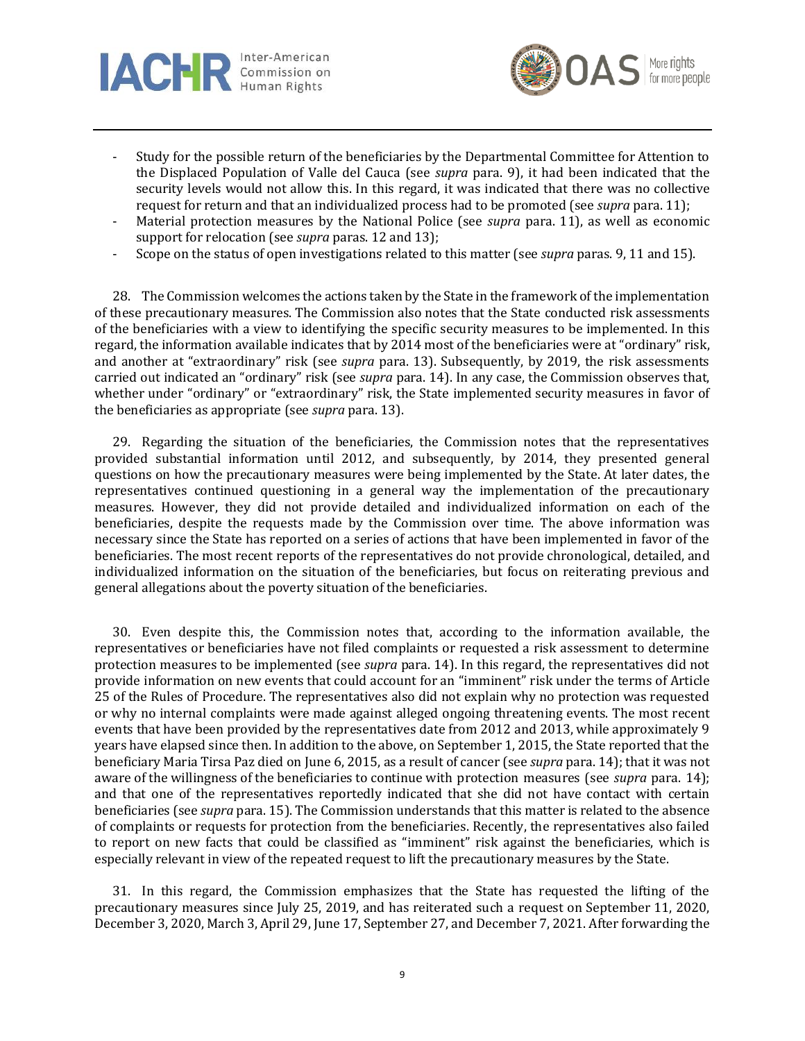- Study for the possible return of the beneficiaries by the Departmental Committee for Attention to the Displaced Population of Valle del Cauca (see *supra* para. 9), it had been indicated that the security levels would not allow this. In this regard, it was indicated that there was no collective request for return and that an individualized process had to be promoted (see *supra* para. 11);
- Material protection measures by the National Police (see *supra* para. 11), as well as economic support for relocation (see *supra* paras. 12 and 13);
- Scope on the status of open investigations related to this matter (see *supra* paras. 9, 11 and 15).

28. The Commission welcomes the actions taken by the State in the framework of the implementation of these precautionary measures. The Commission also notes that the State conducted risk assessments of the beneficiaries with a view to identifying the specific security measures to be implemented. In this regard, the information available indicates that by 2014 most of the beneficiaries were at "ordinary" risk, and another at "extraordinary" risk (see *supra* para. 13). Subsequently, by 2019, the risk assessments carried out indicated an "ordinary" risk (see *supra* para. 14). In any case, the Commission observes that, whether under "ordinary" or "extraordinary" risk, the State implemented security measures in favor of the beneficiaries as appropriate (see *supra* para. 13).

29. Regarding the situation of the beneficiaries, the Commission notes that the representatives provided substantial information until 2012, and subsequently, by 2014, they presented general questions on how the precautionary measures were being implemented by the State. At later dates, the representatives continued questioning in a general way the implementation of the precautionary measures. However, they did not provide detailed and individualized information on each of the beneficiaries, despite the requests made by the Commission over time. The above information was necessary since the State has reported on a series of actions that have been implemented in favor of the beneficiaries. The most recent reports of the representatives do not provide chronological, detailed, and individualized information on the situation of the beneficiaries, but focus on reiterating previous and general allegations about the poverty situation of the beneficiaries.

30. Even despite this, the Commission notes that, according to the information available, the representatives or beneficiaries have not filed complaints or requested a risk assessment to determine protection measures to be implemented (see *supra* para. 14). In this regard, the representatives did not provide information on new events that could account for an "imminent" risk under the terms of Article 25 of the Rules of Procedure. The representatives also did not explain why no protection was requested or why no internal complaints were made against alleged ongoing threatening events. The most recent events that have been provided by the representatives date from 2012 and 2013, while approximately 9 years have elapsed since then. In addition to the above, on September 1, 2015, the State reported that the beneficiary Maria Tirsa Paz died on June 6, 2015, as a result of cancer (see *supra* para. 14); that it was not aware of the willingness of the beneficiaries to continue with protection measures (see *supra* para. 14); and that one of the representatives reportedly indicated that she did not have contact with certain beneficiaries (see *supra* para. 15). The Commission understands that this matter is related to the absence of complaints or requests for protection from the beneficiaries. Recently, the representatives also failed to report on new facts that could be classified as "imminent" risk against the beneficiaries, which is especially relevant in view of the repeated request to lift the precautionary measures by the State.

31. In this regard, the Commission emphasizes that the State has requested the lifting of the precautionary measures since July 25, 2019, and has reiterated such a request on September 11, 2020, December 3, 2020, March 3, April 29, June 17, September 27, and December 7, 2021. After forwarding the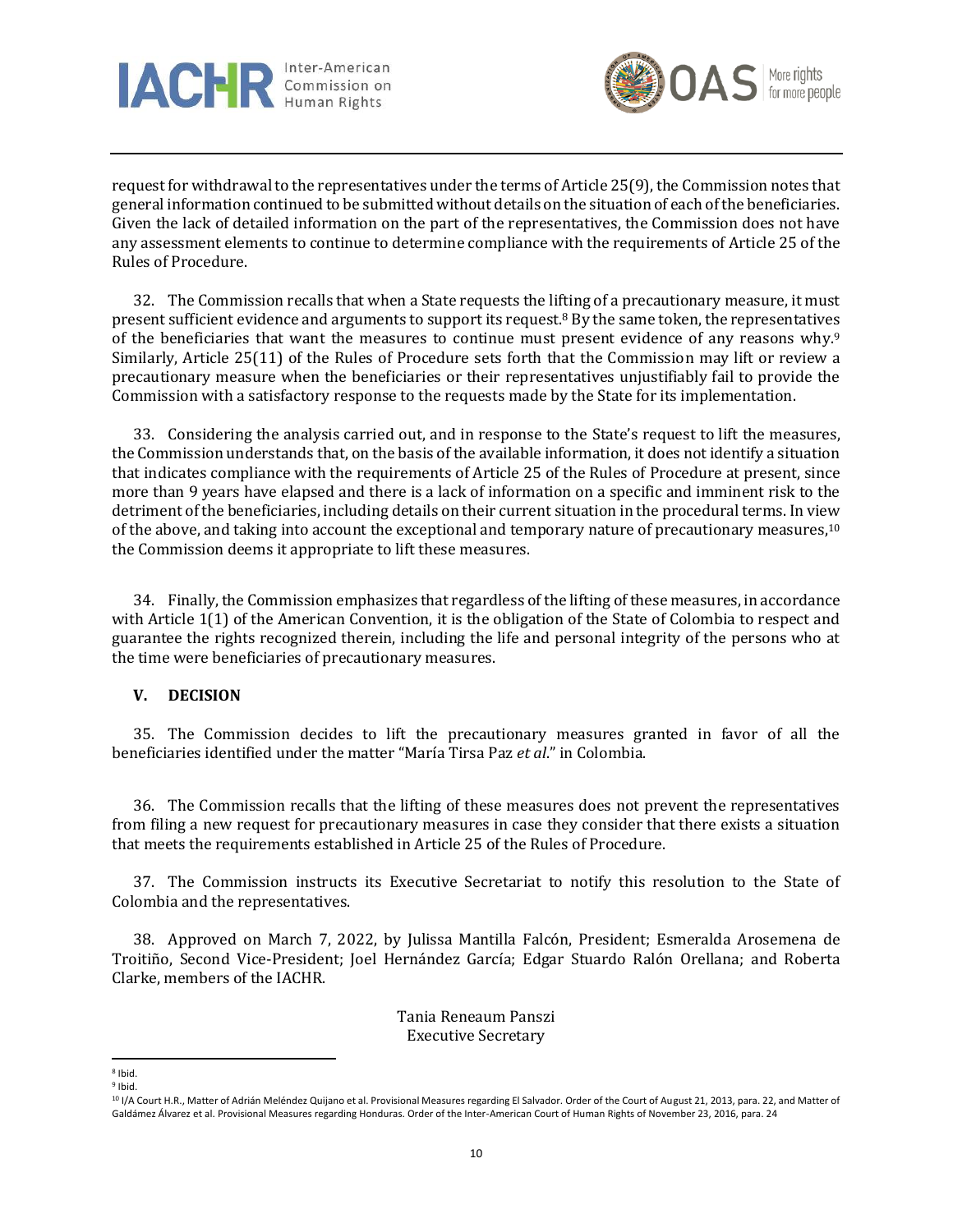request for withdrawal to the representatives under the terms of Article 25(9), the Commission notes that general information continued to be submitted without details on the situation of each of the beneficiaries. Given the lack of detailed information on the part of the representatives, the Commission does not have any assessment elements to continue to determine compliance with the requirements of Article 25 of the Rules of Procedure.

32. The Commission recalls that when a State requests the lifting of a precautionary measure, it must present sufficient evidence and arguments to support its request.[8] By the same token, the representatives of the beneficiaries that want the measures to continue must present evidence of any reasons why.[9] Similarly, Article 25(11) of the Rules of Procedure sets forth that the Commission may lift or review a precautionary measure when the beneficiaries or their representatives unjustifiably fail to provide the Commission with a satisfactory response to the requests made by the State for its implementation.

33. Considering the analysis carried out, and in response to the State's request to lift the measures, the Commission understands that, on the basis of the available information, it does not identify a situation that indicates compliance with the requirements of Article 25 of the Rules of Procedure at present, since more than 9 years have elapsed and there is a lack of information on a specific and imminent risk to the detriment of the beneficiaries, including details on their current situation in the procedural terms. In view of the above, and taking into account the exceptional and temporary nature of precautionary measures,[10] the Commission deems it appropriate to lift these measures.

34. Finally, the Commission emphasizes that regardless of the lifting of these measures, in accordance with Article 1(1) of the American Convention, it is the obligation of the State of Colombia to respect and guarantee the rights recognized therein, including the life and personal integrity of the persons who at the time were beneficiaries of precautionary measures.

## V. DECISION

35. The Commission decides to lift the precautionary measures granted in favor of all the beneficiaries identified under the matter "María Tirsa Paz *et al*." in Colombia.

36. The Commission recalls that the lifting of these measures does not prevent the representatives from filing a new request for precautionary measures in case they consider that there exists a situation that meets the requirements established in Article 25 of the Rules of Procedure.

37. The Commission instructs its Executive Secretariat to notify this resolution to the State of Colombia and the representatives.

38. Approved on March 7, 2022, by Julissa Mantilla Falcón, President; Esmeralda Arosemena de Troitiño, Second Vice-President; Joel Hernández García; Edgar Stuardo Ralón Orellana; and Roberta Clarke, members of the IACHR.

Tania Reneaum Panszi
Executive Secretary

---

[8] Ibid.

[9] Ibid.

[10] I/A Court H.R., Matter of Adrián Meléndez Quijano et al. Provisional Measures regarding El Salvador. Order of the Court of August 21, 2013, para. 22, and Matter of Galdámez Álvarez et al. Provisional Measures regarding Honduras. Order of the Inter-American Court of Human Rights of November 23, 2016, para. 24